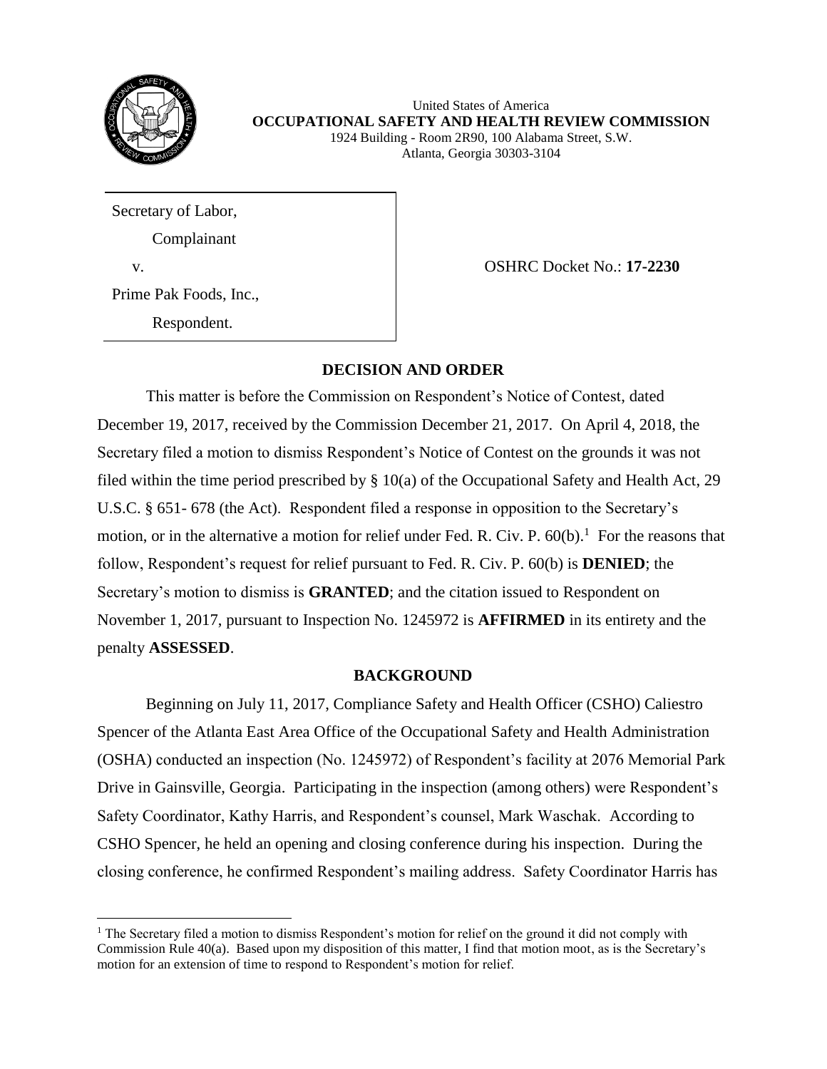United States of America
**OCCUPATIONAL SAFETY AND HEALTH REVIEW COMMISSION**
1924 Building - Room 2R90, 100 Alabama Street, S.W.
Atlanta, Georgia 30303-3104

| | |
|---|---|
| Secretary of Labor,<br>Complainant<br>v.<br>Prime Pak Foods, Inc.,<br>Respondent. | OSHRC Docket No.: **17-2230** |

## DECISION AND ORDER

This matter is before the Commission on Respondent's Notice of Contest, dated December 19, 2017, received by the Commission December 21, 2017. On April 4, 2018, the Secretary filed a motion to dismiss Respondent's Notice of Contest on the grounds it was not filed within the time period prescribed by § 10(a) of the Occupational Safety and Health Act, 29 U.S.C. § 651- 678 (the Act). Respondent filed a response in opposition to the Secretary's motion, or in the alternative a motion for relief under Fed. R. Civ. P. 60(b).[1] For the reasons that follow, Respondent's request for relief pursuant to Fed. R. Civ. P. 60(b) is **DENIED**; the Secretary's motion to dismiss is **GRANTED**; and the citation issued to Respondent on November 1, 2017, pursuant to Inspection No. 1245972 is **AFFIRMED** in its entirety and the penalty **ASSESSED**.

## BACKGROUND

Beginning on July 11, 2017, Compliance Safety and Health Officer (CSHO) Caliestro Spencer of the Atlanta East Area Office of the Occupational Safety and Health Administration (OSHA) conducted an inspection (No. 1245972) of Respondent's facility at 2076 Memorial Park Drive in Gainsville, Georgia. Participating in the inspection (among others) were Respondent's Safety Coordinator, Kathy Harris, and Respondent's counsel, Mark Waschak. According to CSHO Spencer, he held an opening and closing conference during his inspection. During the closing conference, he confirmed Respondent's mailing address. Safety Coordinator Harris has

[1] The Secretary filed a motion to dismiss Respondent's motion for relief on the ground it did not comply with Commission Rule 40(a). Based upon my disposition of this matter, I find that motion moot, as is the Secretary's motion for an extension of time to respond to Respondent's motion for relief.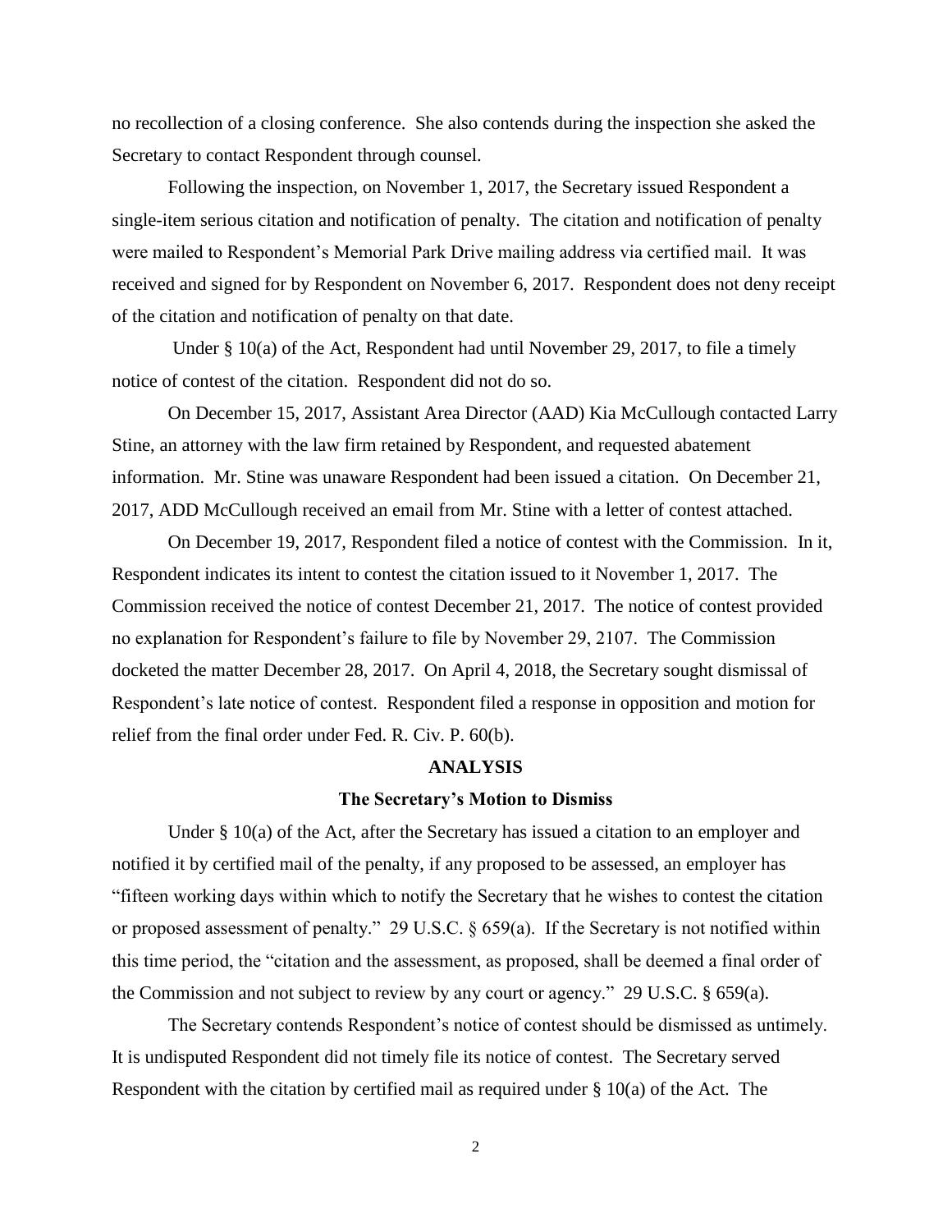no recollection of a closing conference. She also contends during the inspection she asked the Secretary to contact Respondent through counsel.

Following the inspection, on November 1, 2017, the Secretary issued Respondent a single-item serious citation and notification of penalty. The citation and notification of penalty were mailed to Respondent's Memorial Park Drive mailing address via certified mail. It was received and signed for by Respondent on November 6, 2017. Respondent does not deny receipt of the citation and notification of penalty on that date.

Under § 10(a) of the Act, Respondent had until November 29, 2017, to file a timely notice of contest of the citation. Respondent did not do so.

On December 15, 2017, Assistant Area Director (AAD) Kia McCullough contacted Larry Stine, an attorney with the law firm retained by Respondent, and requested abatement information. Mr. Stine was unaware Respondent had been issued a citation. On December 21, 2017, ADD McCullough received an email from Mr. Stine with a letter of contest attached.

On December 19, 2017, Respondent filed a notice of contest with the Commission. In it, Respondent indicates its intent to contest the citation issued to it November 1, 2017. The Commission received the notice of contest December 21, 2017. The notice of contest provided no explanation for Respondent's failure to file by November 29, 2107. The Commission docketed the matter December 28, 2017. On April 4, 2018, the Secretary sought dismissal of Respondent's late notice of contest. Respondent filed a response in opposition and motion for relief from the final order under Fed. R. Civ. P. 60(b).

## ANALYSIS

### The Secretary's Motion to Dismiss

Under § 10(a) of the Act, after the Secretary has issued a citation to an employer and notified it by certified mail of the penalty, if any proposed to be assessed, an employer has "fifteen working days within which to notify the Secretary that he wishes to contest the citation or proposed assessment of penalty." 29 U.S.C. § 659(a). If the Secretary is not notified within this time period, the "citation and the assessment, as proposed, shall be deemed a final order of the Commission and not subject to review by any court or agency." 29 U.S.C. § 659(a).

The Secretary contends Respondent's notice of contest should be dismissed as untimely. It is undisputed Respondent did not timely file its notice of contest. The Secretary served Respondent with the citation by certified mail as required under § 10(a) of the Act. The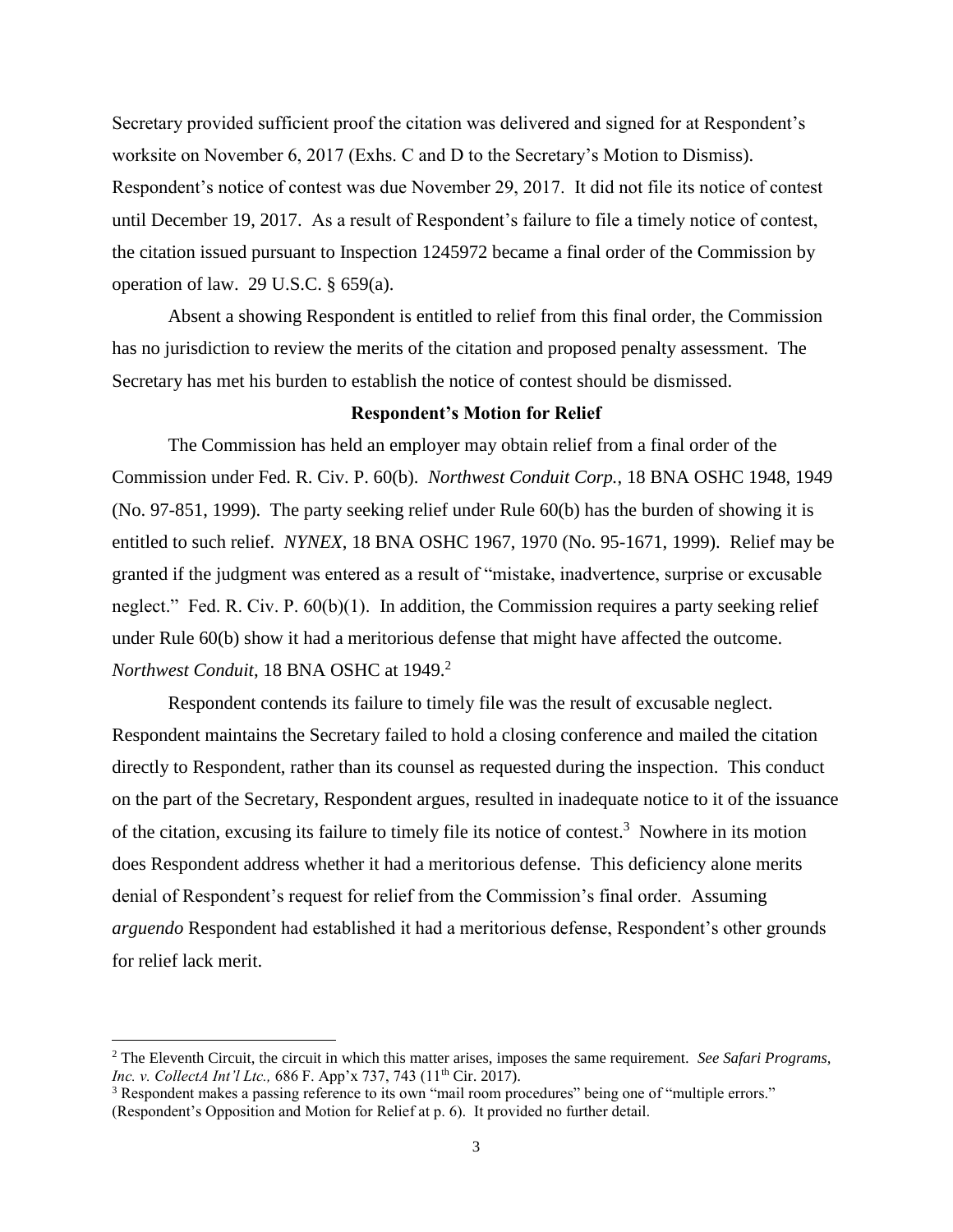Secretary provided sufficient proof the citation was delivered and signed for at Respondent's worksite on November 6, 2017 (Exhs. C and D to the Secretary's Motion to Dismiss). Respondent's notice of contest was due November 29, 2017. It did not file its notice of contest until December 19, 2017. As a result of Respondent's failure to file a timely notice of contest, the citation issued pursuant to Inspection 1245972 became a final order of the Commission by operation of law. 29 U.S.C. § 659(a).

Absent a showing Respondent is entitled to relief from this final order, the Commission has no jurisdiction to review the merits of the citation and proposed penalty assessment. The Secretary has met his burden to establish the notice of contest should be dismissed.

**Respondent's Motion for Relief**

The Commission has held an employer may obtain relief from a final order of the Commission under Fed. R. Civ. P. 60(b). *Northwest Conduit Corp.*, 18 BNA OSHC 1948, 1949 (No. 97-851, 1999). The party seeking relief under Rule 60(b) has the burden of showing it is entitled to such relief. *NYNEX*, 18 BNA OSHC 1967, 1970 (No. 95-1671, 1999). Relief may be granted if the judgment was entered as a result of "mistake, inadvertence, surprise or excusable neglect." Fed. R. Civ. P. 60(b)(1). In addition, the Commission requires a party seeking relief under Rule 60(b) show it had a meritorious defense that might have affected the outcome. *Northwest Conduit*, 18 BNA OSHC at 1949.[2]

Respondent contends its failure to timely file was the result of excusable neglect. Respondent maintains the Secretary failed to hold a closing conference and mailed the citation directly to Respondent, rather than its counsel as requested during the inspection. This conduct on the part of the Secretary, Respondent argues, resulted in inadequate notice to it of the issuance of the citation, excusing its failure to timely file its notice of contest.[3] Nowhere in its motion does Respondent address whether it had a meritorious defense. This deficiency alone merits denial of Respondent's request for relief from the Commission's final order. Assuming *arguendo* Respondent had established it had a meritorious defense, Respondent's other grounds for relief lack merit.

---

[2] The Eleventh Circuit, the circuit in which this matter arises, imposes the same requirement. *See Safari Programs, Inc. v. CollectA Int'l Ltc.,* 686 F. App'x 737, 743 (11th Cir. 2017).

[3] Respondent makes a passing reference to its own "mail room procedures" being one of "multiple errors." (Respondent's Opposition and Motion for Relief at p. 6). It provided no further detail.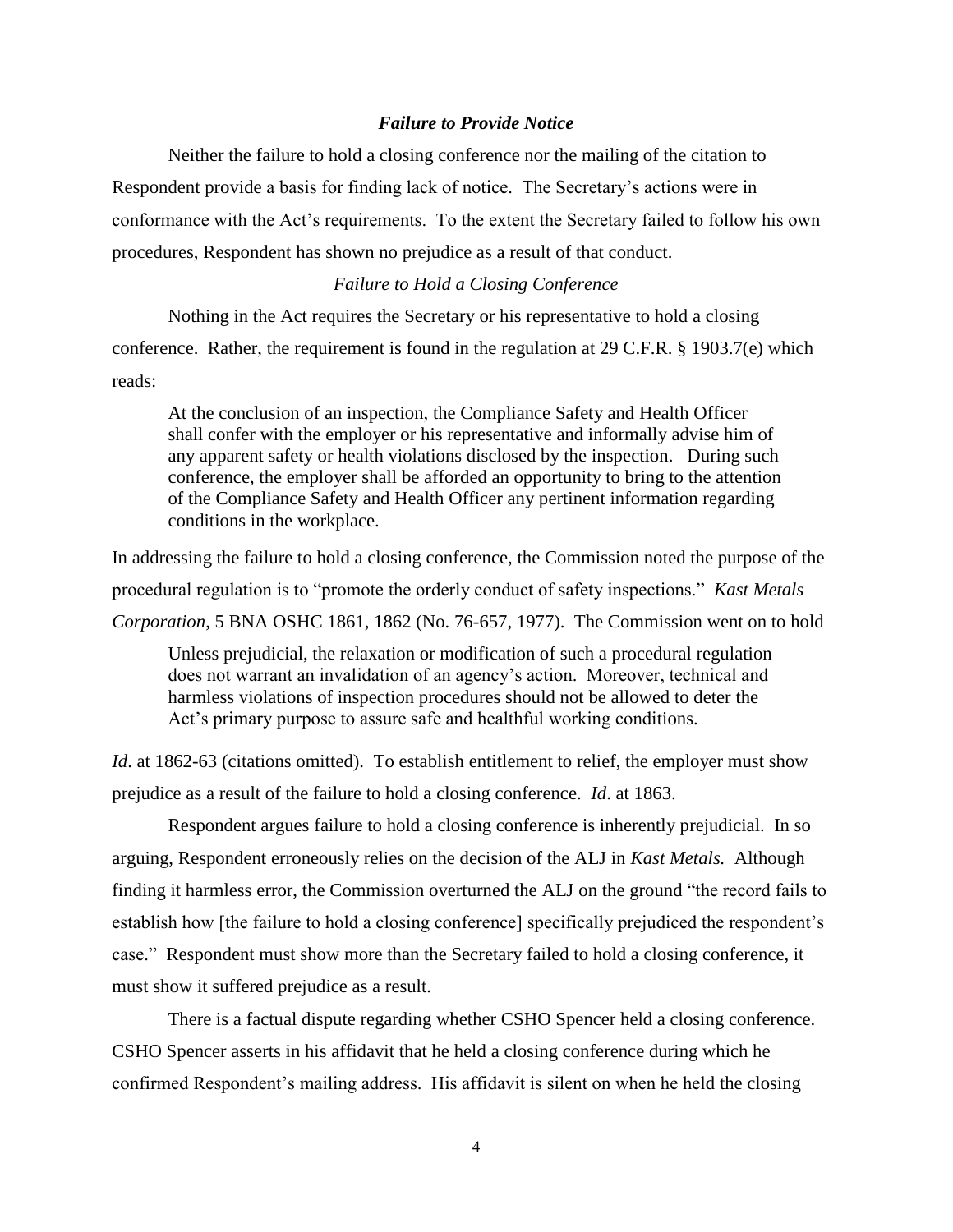### *Failure to Provide Notice*

Neither the failure to hold a closing conference nor the mailing of the citation to Respondent provide a basis for finding lack of notice. The Secretary's actions were in conformance with the Act's requirements. To the extent the Secretary failed to follow his own procedures, Respondent has shown no prejudice as a result of that conduct.

#### *Failure to Hold a Closing Conference*

Nothing in the Act requires the Secretary or his representative to hold a closing conference. Rather, the requirement is found in the regulation at 29 C.F.R. § 1903.7(e) which reads:

> At the conclusion of an inspection, the Compliance Safety and Health Officer shall confer with the employer or his representative and informally advise him of any apparent safety or health violations disclosed by the inspection. During such conference, the employer shall be afforded an opportunity to bring to the attention of the Compliance Safety and Health Officer any pertinent information regarding conditions in the workplace.

In addressing the failure to hold a closing conference, the Commission noted the purpose of the procedural regulation is to "promote the orderly conduct of safety inspections." *Kast Metals Corporation*, 5 BNA OSHC 1861, 1862 (No. 76-657, 1977). The Commission went on to hold

> Unless prejudicial, the relaxation or modification of such a procedural regulation does not warrant an invalidation of an agency's action. Moreover, technical and harmless violations of inspection procedures should not be allowed to deter the Act's primary purpose to assure safe and healthful working conditions.

*Id*. at 1862-63 (citations omitted). To establish entitlement to relief, the employer must show prejudice as a result of the failure to hold a closing conference. *Id*. at 1863.

Respondent argues failure to hold a closing conference is inherently prejudicial. In so arguing, Respondent erroneously relies on the decision of the ALJ in *Kast Metals.* Although finding it harmless error, the Commission overturned the ALJ on the ground "the record fails to establish how [the failure to hold a closing conference] specifically prejudiced the respondent's case." Respondent must show more than the Secretary failed to hold a closing conference, it must show it suffered prejudice as a result.

There is a factual dispute regarding whether CSHO Spencer held a closing conference. CSHO Spencer asserts in his affidavit that he held a closing conference during which he confirmed Respondent's mailing address. His affidavit is silent on when he held the closing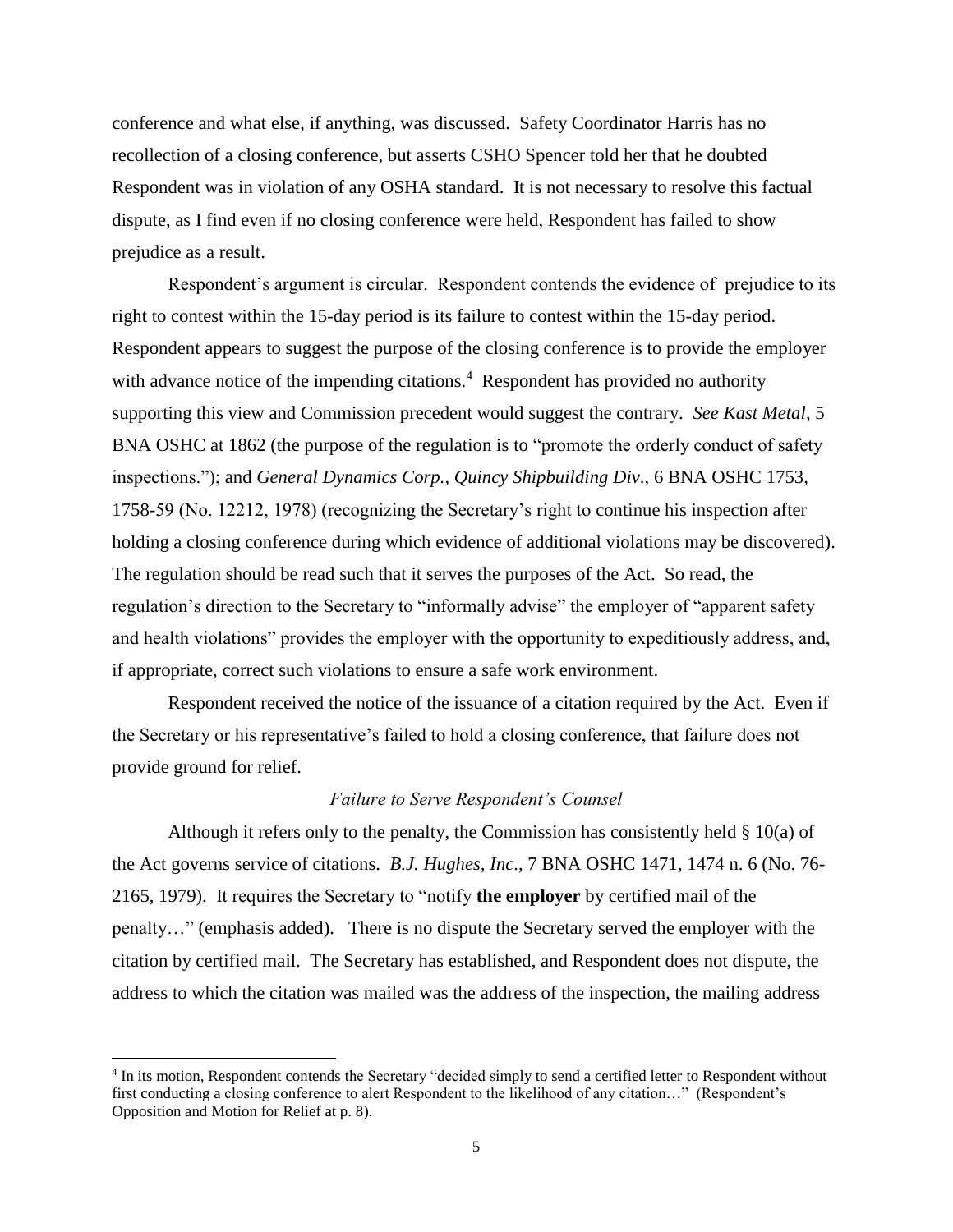conference and what else, if anything, was discussed. Safety Coordinator Harris has no recollection of a closing conference, but asserts CSHO Spencer told her that he doubted Respondent was in violation of any OSHA standard. It is not necessary to resolve this factual dispute, as I find even if no closing conference were held, Respondent has failed to show prejudice as a result.

Respondent's argument is circular. Respondent contends the evidence of prejudice to its right to contest within the 15-day period is its failure to contest within the 15-day period. Respondent appears to suggest the purpose of the closing conference is to provide the employer with advance notice of the impending citations.[4] Respondent has provided no authority supporting this view and Commission precedent would suggest the contrary. *See Kast Metal*, 5 BNA OSHC at 1862 (the purpose of the regulation is to "promote the orderly conduct of safety inspections."); and *General Dynamics Corp., Quincy Shipbuilding Div*., 6 BNA OSHC 1753, 1758-59 (No. 12212, 1978) (recognizing the Secretary's right to continue his inspection after holding a closing conference during which evidence of additional violations may be discovered). The regulation should be read such that it serves the purposes of the Act. So read, the regulation's direction to the Secretary to "informally advise" the employer of "apparent safety and health violations" provides the employer with the opportunity to expeditiously address, and, if appropriate, correct such violations to ensure a safe work environment.

Respondent received the notice of the issuance of a citation required by the Act. Even if the Secretary or his representative's failed to hold a closing conference, that failure does not provide ground for relief.

*Failure to Serve Respondent's Counsel*

Although it refers only to the penalty, the Commission has consistently held § 10(a) of the Act governs service of citations. *B.J. Hughes, Inc*., 7 BNA OSHC 1471, 1474 n. 6 (No. 76-2165, 1979). It requires the Secretary to "notify **the employer** by certified mail of the penalty…" (emphasis added). There is no dispute the Secretary served the employer with the citation by certified mail. The Secretary has established, and Respondent does not dispute, the address to which the citation was mailed was the address of the inspection, the mailing address

[4] In its motion, Respondent contends the Secretary "decided simply to send a certified letter to Respondent without first conducting a closing conference to alert Respondent to the likelihood of any citation…" (Respondent's Opposition and Motion for Relief at p. 8).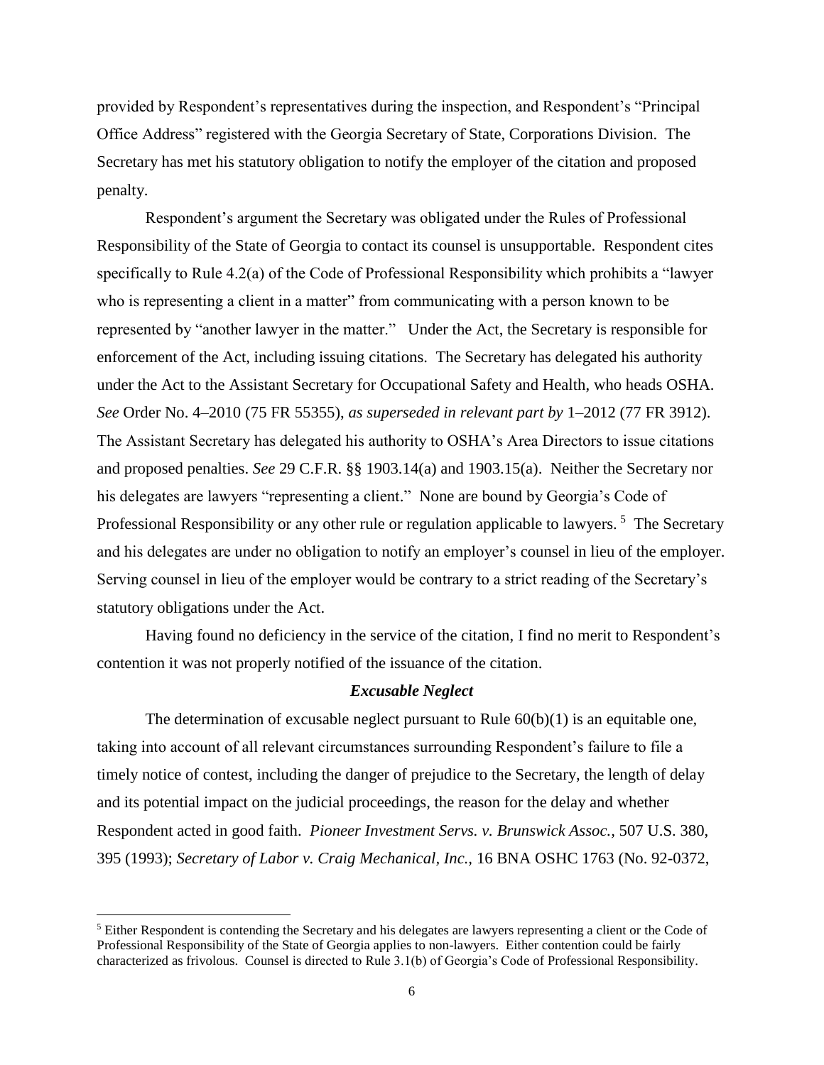provided by Respondent's representatives during the inspection, and Respondent's "Principal Office Address" registered with the Georgia Secretary of State, Corporations Division. The Secretary has met his statutory obligation to notify the employer of the citation and proposed penalty.

Respondent's argument the Secretary was obligated under the Rules of Professional Responsibility of the State of Georgia to contact its counsel is unsupportable. Respondent cites specifically to Rule 4.2(a) of the Code of Professional Responsibility which prohibits a "lawyer who is representing a client in a matter" from communicating with a person known to be represented by "another lawyer in the matter." Under the Act, the Secretary is responsible for enforcement of the Act, including issuing citations. The Secretary has delegated his authority under the Act to the Assistant Secretary for Occupational Safety and Health, who heads OSHA. *See* Order No. 4–2010 (75 FR 55355), *as superseded in relevant part by* 1–2012 (77 FR 3912). The Assistant Secretary has delegated his authority to OSHA's Area Directors to issue citations and proposed penalties. *See* 29 C.F.R. §§ 1903.14(a) and 1903.15(a). Neither the Secretary nor his delegates are lawyers "representing a client." None are bound by Georgia's Code of Professional Responsibility or any other rule or regulation applicable to lawyers.[5] The Secretary and his delegates are under no obligation to notify an employer's counsel in lieu of the employer. Serving counsel in lieu of the employer would be contrary to a strict reading of the Secretary's statutory obligations under the Act.

Having found no deficiency in the service of the citation, I find no merit to Respondent's contention it was not properly notified of the issuance of the citation.

### *Excusable Neglect*

The determination of excusable neglect pursuant to Rule 60(b)(1) is an equitable one, taking into account of all relevant circumstances surrounding Respondent's failure to file a timely notice of contest, including the danger of prejudice to the Secretary, the length of delay and its potential impact on the judicial proceedings, the reason for the delay and whether Respondent acted in good faith. *Pioneer Investment Servs. v. Brunswick Assoc.,* 507 U.S. 380, 395 (1993); *Secretary of Labor v. Craig Mechanical, Inc.*, 16 BNA OSHC 1763 (No. 92-0372,

---

[5] Either Respondent is contending the Secretary and his delegates are lawyers representing a client or the Code of Professional Responsibility of the State of Georgia applies to non-lawyers. Either contention could be fairly characterized as frivolous. Counsel is directed to Rule 3.1(b) of Georgia's Code of Professional Responsibility.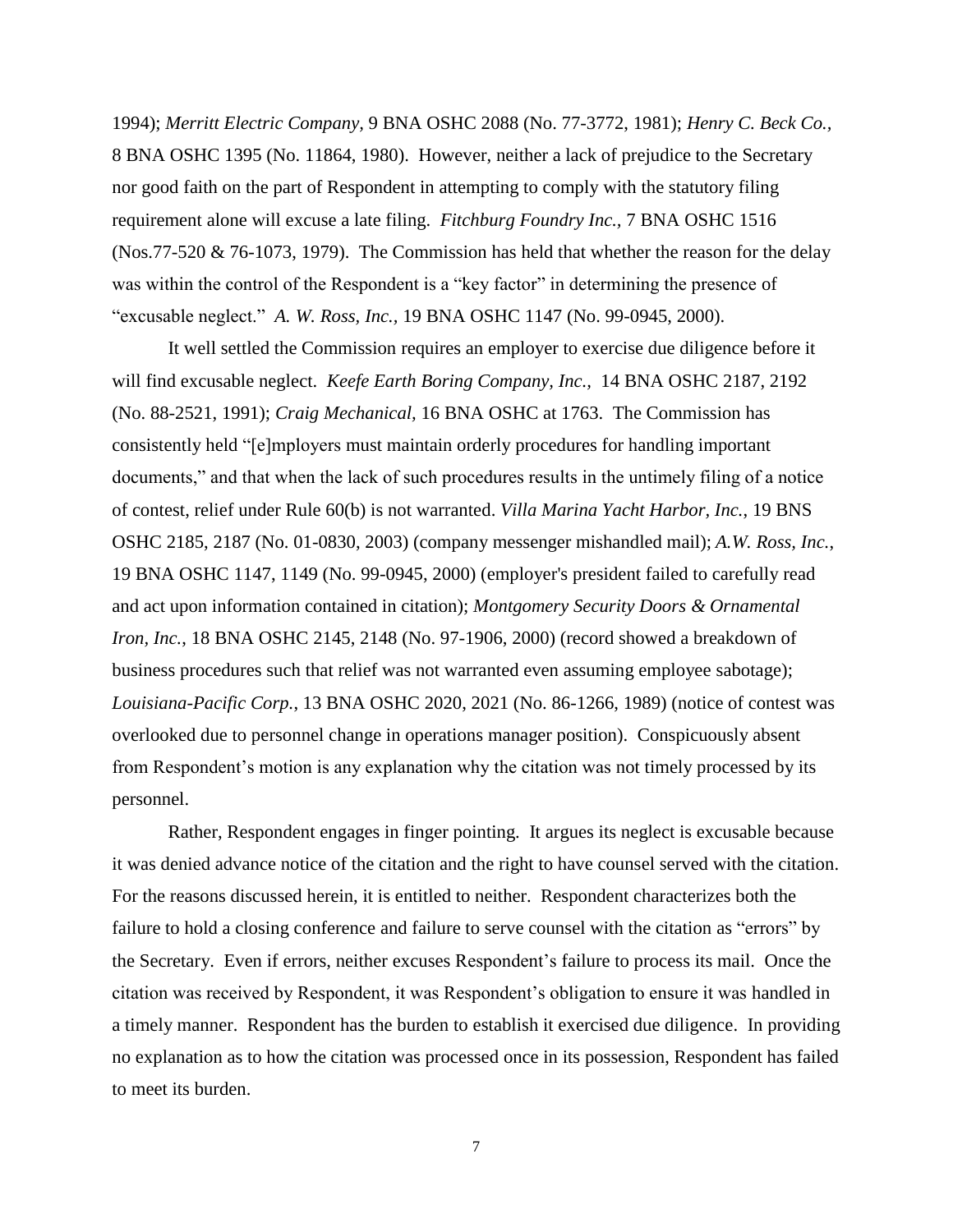1994); *Merritt Electric Company,* 9 BNA OSHC 2088 (No. 77-3772, 1981); *Henry C. Beck Co.,* 8 BNA OSHC 1395 (No. 11864, 1980). However, neither a lack of prejudice to the Secretary nor good faith on the part of Respondent in attempting to comply with the statutory filing requirement alone will excuse a late filing. *Fitchburg Foundry Inc.,* 7 BNA OSHC 1516 (Nos.77-520 & 76-1073, 1979). The Commission has held that whether the reason for the delay was within the control of the Respondent is a "key factor" in determining the presence of "excusable neglect." *A. W. Ross, Inc.,* 19 BNA OSHC 1147 (No. 99-0945, 2000).

It well settled the Commission requires an employer to exercise due diligence before it will find excusable neglect. *Keefe Earth Boring Company, Inc.,* 14 BNA OSHC 2187, 2192 (No. 88-2521, 1991); *Craig Mechanical,* 16 BNA OSHC at 1763. The Commission has consistently held "[e]mployers must maintain orderly procedures for handling important documents," and that when the lack of such procedures results in the untimely filing of a notice of contest, relief under Rule 60(b) is not warranted. *Villa Marina Yacht Harbor, Inc.*, 19 BNS OSHC 2185, 2187 (No. 01-0830, 2003) (company messenger mishandled mail); *A.W. Ross, Inc.*, 19 BNA OSHC 1147, 1149 (No. 99-0945, 2000) (employer's president failed to carefully read and act upon information contained in citation); *Montgomery Security Doors & Ornamental Iron, Inc.,* 18 BNA OSHC 2145, 2148 (No. 97-1906, 2000) (record showed a breakdown of business procedures such that relief was not warranted even assuming employee sabotage); *Louisiana-Pacific Corp.*, 13 BNA OSHC 2020, 2021 (No. 86-1266, 1989) (notice of contest was overlooked due to personnel change in operations manager position). Conspicuously absent from Respondent's motion is any explanation why the citation was not timely processed by its personnel.

Rather, Respondent engages in finger pointing. It argues its neglect is excusable because it was denied advance notice of the citation and the right to have counsel served with the citation. For the reasons discussed herein, it is entitled to neither. Respondent characterizes both the failure to hold a closing conference and failure to serve counsel with the citation as "errors" by the Secretary. Even if errors, neither excuses Respondent's failure to process its mail. Once the citation was received by Respondent, it was Respondent's obligation to ensure it was handled in a timely manner. Respondent has the burden to establish it exercised due diligence. In providing no explanation as to how the citation was processed once in its possession, Respondent has failed to meet its burden.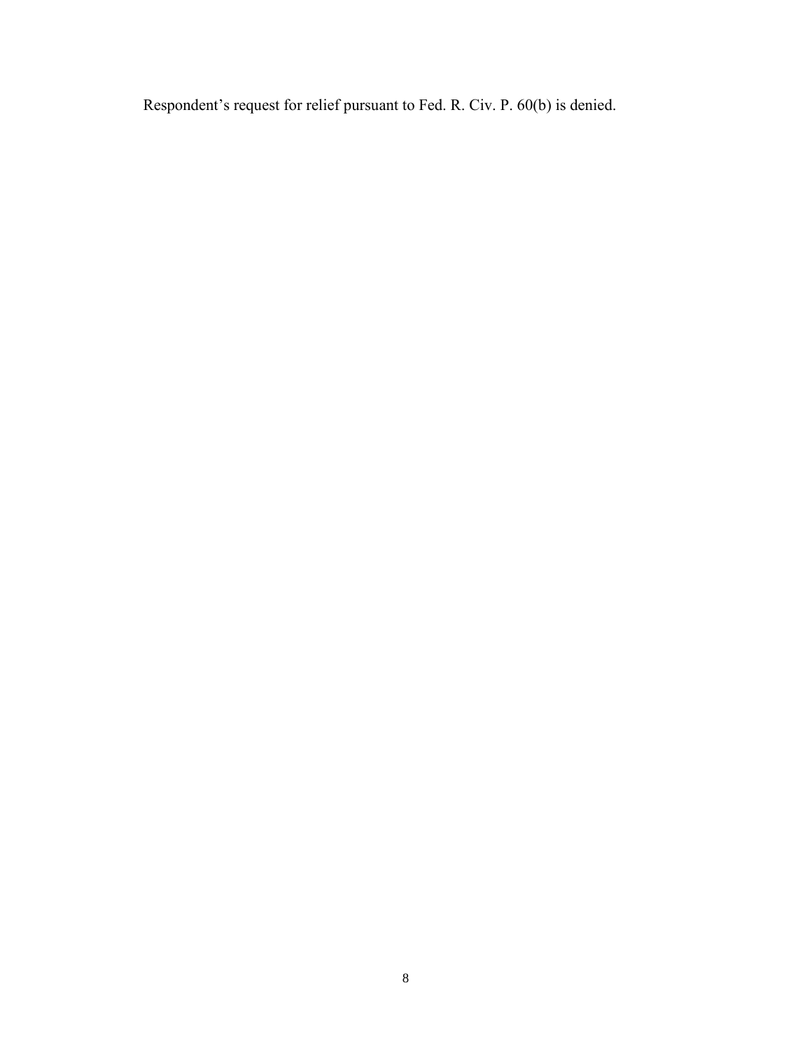Respondent's request for relief pursuant to Fed. R. Civ. P. 60(b) is denied.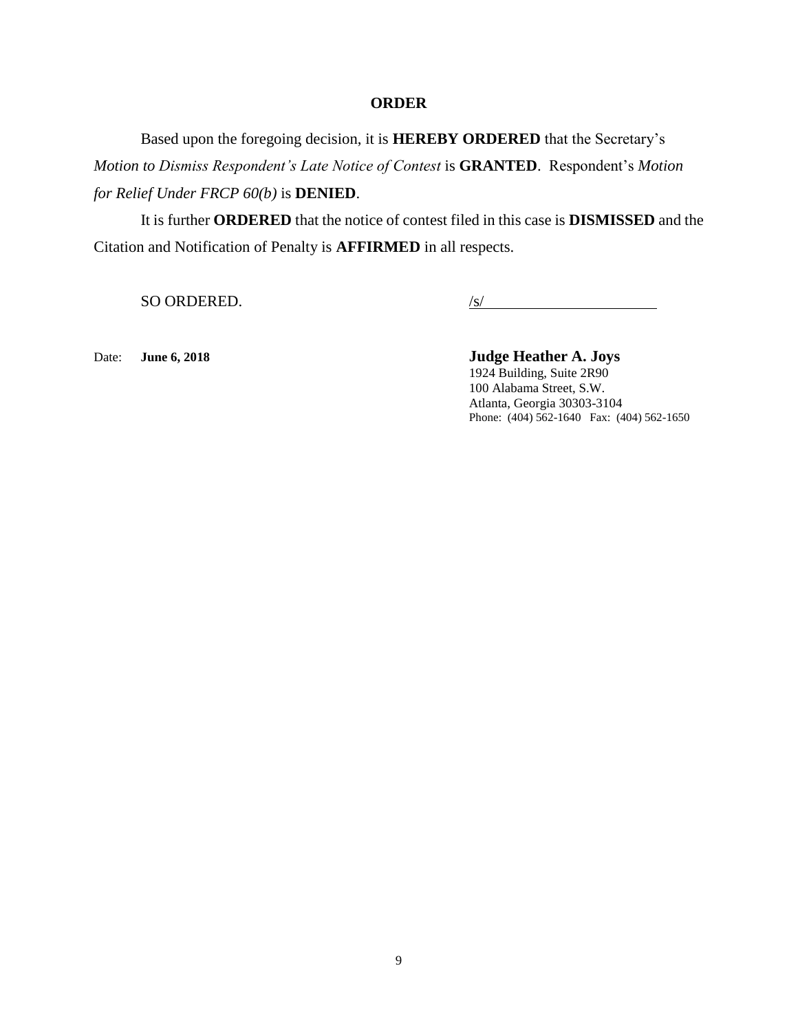## ORDER

Based upon the foregoing decision, it is **HEREBY ORDERED** that the Secretary's *Motion to Dismiss Respondent's Late Notice of Contest* is **GRANTED**. Respondent's *Motion for Relief Under FRCP 60(b)* is **DENIED**.

It is further **ORDERED** that the notice of contest filed in this case is **DISMISSED** and the Citation and Notification of Penalty is **AFFIRMED** in all respects.

SO ORDERED. /s/

Date: **June 6, 2018**

**Judge Heather A. Joys**
1924 Building, Suite 2R90
100 Alabama Street, S.W.
Atlanta, Georgia 30303-3104
Phone: (404) 562-1640 Fax: (404) 562-1650